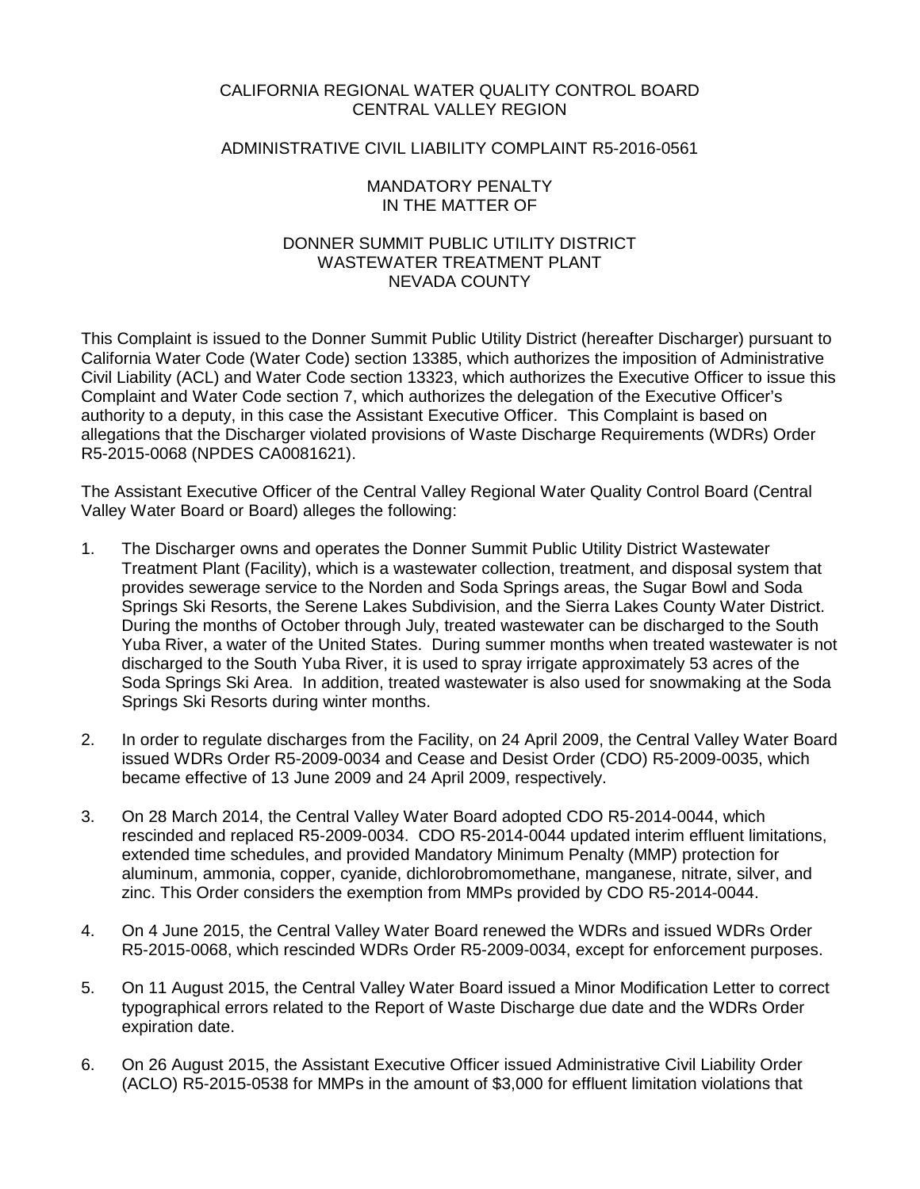CALIFORNIA REGIONAL WATER QUALITY CONTROL BOARD
CENTRAL VALLEY REGION

ADMINISTRATIVE CIVIL LIABILITY COMPLAINT R5-2016-0561

MANDATORY PENALTY
IN THE MATTER OF

DONNER SUMMIT PUBLIC UTILITY DISTRICT
WASTEWATER TREATMENT PLANT
NEVADA COUNTY

This Complaint is issued to the Donner Summit Public Utility District (hereafter Discharger) pursuant to California Water Code (Water Code) section 13385, which authorizes the imposition of Administrative Civil Liability (ACL) and Water Code section 13323, which authorizes the Executive Officer to issue this Complaint and Water Code section 7, which authorizes the delegation of the Executive Officer's authority to a deputy, in this case the Assistant Executive Officer. This Complaint is based on allegations that the Discharger violated provisions of Waste Discharge Requirements (WDRs) Order R5-2015-0068 (NPDES CA0081621).

The Assistant Executive Officer of the Central Valley Regional Water Quality Control Board (Central Valley Water Board or Board) alleges the following:

1. The Discharger owns and operates the Donner Summit Public Utility District Wastewater Treatment Plant (Facility), which is a wastewater collection, treatment, and disposal system that provides sewerage service to the Norden and Soda Springs areas, the Sugar Bowl and Soda Springs Ski Resorts, the Serene Lakes Subdivision, and the Sierra Lakes County Water District. During the months of October through July, treated wastewater can be discharged to the South Yuba River, a water of the United States. During summer months when treated wastewater is not discharged to the South Yuba River, it is used to spray irrigate approximately 53 acres of the Soda Springs Ski Area. In addition, treated wastewater is also used for snowmaking at the Soda Springs Ski Resorts during winter months.

2. In order to regulate discharges from the Facility, on 24 April 2009, the Central Valley Water Board issued WDRs Order R5-2009-0034 and Cease and Desist Order (CDO) R5-2009-0035, which became effective of 13 June 2009 and 24 April 2009, respectively.

3. On 28 March 2014, the Central Valley Water Board adopted CDO R5-2014-0044, which rescinded and replaced R5-2009-0034. CDO R5-2014-0044 updated interim effluent limitations, extended time schedules, and provided Mandatory Minimum Penalty (MMP) protection for aluminum, ammonia, copper, cyanide, dichlorobromomethane, manganese, nitrate, silver, and zinc. This Order considers the exemption from MMPs provided by CDO R5-2014-0044.

4. On 4 June 2015, the Central Valley Water Board renewed the WDRs and issued WDRs Order R5-2015-0068, which rescinded WDRs Order R5-2009-0034, except for enforcement purposes.

5. On 11 August 2015, the Central Valley Water Board issued a Minor Modification Letter to correct typographical errors related to the Report of Waste Discharge due date and the WDRs Order expiration date.

6. On 26 August 2015, the Assistant Executive Officer issued Administrative Civil Liability Order (ACLO) R5-2015-0538 for MMPs in the amount of $3,000 for effluent limitation violations that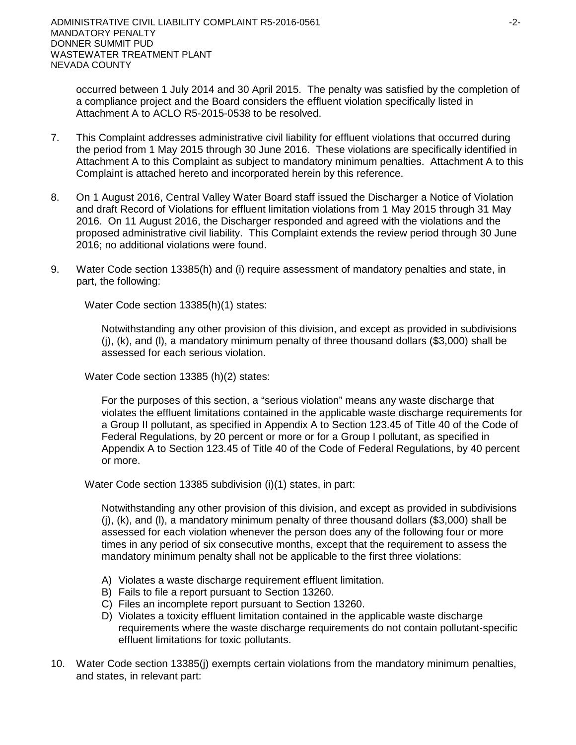occurred between 1 July 2014 and 30 April 2015. The penalty was satisfied by the completion of a compliance project and the Board considers the effluent violation specifically listed in Attachment A to ACLO R5-2015-0538 to be resolved.

7. This Complaint addresses administrative civil liability for effluent violations that occurred during the period from 1 May 2015 through 30 June 2016. These violations are specifically identified in Attachment A to this Complaint as subject to mandatory minimum penalties. Attachment A to this Complaint is attached hereto and incorporated herein by this reference.

8. On 1 August 2016, Central Valley Water Board staff issued the Discharger a Notice of Violation and draft Record of Violations for effluent limitation violations from 1 May 2015 through 31 May 2016. On 11 August 2016, the Discharger responded and agreed with the violations and the proposed administrative civil liability. This Complaint extends the review period through 30 June 2016; no additional violations were found.

9. Water Code section 13385(h) and (i) require assessment of mandatory penalties and state, in part, the following:

   Water Code section 13385(h)(1) states:

   > Notwithstanding any other provision of this division, and except as provided in subdivisions (j), (k), and (l), a mandatory minimum penalty of three thousand dollars ($3,000) shall be assessed for each serious violation.

   Water Code section 13385 (h)(2) states:

   > For the purposes of this section, a "serious violation" means any waste discharge that violates the effluent limitations contained in the applicable waste discharge requirements for a Group II pollutant, as specified in Appendix A to Section 123.45 of Title 40 of the Code of Federal Regulations, by 20 percent or more or for a Group I pollutant, as specified in Appendix A to Section 123.45 of Title 40 of the Code of Federal Regulations, by 40 percent or more.

   Water Code section 13385 subdivision (i)(1) states, in part:

   > Notwithstanding any other provision of this division, and except as provided in subdivisions (j), (k), and (l), a mandatory minimum penalty of three thousand dollars ($3,000) shall be assessed for each violation whenever the person does any of the following four or more times in any period of six consecutive months, except that the requirement to assess the mandatory minimum penalty shall not be applicable to the first three violations:
   >
   > A) Violates a waste discharge requirement effluent limitation.
   > B) Fails to file a report pursuant to Section 13260.
   > C) Files an incomplete report pursuant to Section 13260.
   > D) Violates a toxicity effluent limitation contained in the applicable waste discharge requirements where the waste discharge requirements do not contain pollutant-specific effluent limitations for toxic pollutants.

10. Water Code section 13385(j) exempts certain violations from the mandatory minimum penalties, and states, in relevant part: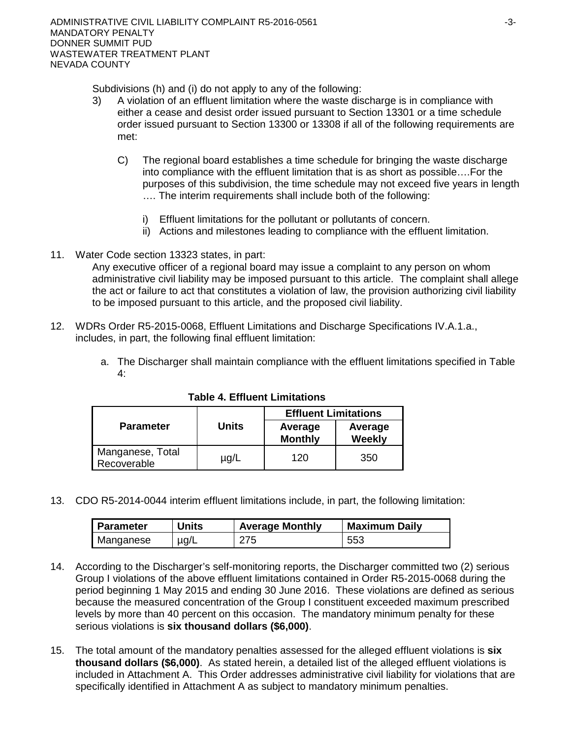Subdivisions (h) and (i) do not apply to any of the following:

3) A violation of an effluent limitation where the waste discharge is in compliance with either a cease and desist order issued pursuant to Section 13301 or a time schedule order issued pursuant to Section 13300 or 13308 if all of the following requirements are met:

   C) The regional board establishes a time schedule for bringing the waste discharge into compliance with the effluent limitation that is as short as possible….For the purposes of this subdivision, the time schedule may not exceed five years in length …. The interim requirements shall include both of the following:

      i) Effluent limitations for the pollutant or pollutants of concern.
      ii) Actions and milestones leading to compliance with the effluent limitation.

11. Water Code section 13323 states, in part:
    Any executive officer of a regional board may issue a complaint to any person on whom administrative civil liability may be imposed pursuant to this article. The complaint shall allege the act or failure to act that constitutes a violation of law, the provision authorizing civil liability to be imposed pursuant to this article, and the proposed civil liability.

12. WDRs Order R5-2015-0068, Effluent Limitations and Discharge Specifications IV.A.1.a., includes, in part, the following final effluent limitation:

    a. The Discharger shall maintain compliance with the effluent limitations specified in Table 4:

**Table 4. Effluent Limitations**

| Parameter | Units | Effluent Limitations | |
|---|---|---|---|
| | | Average Monthly | Average Weekly |
| Manganese, Total Recoverable | µg/L | 120 | 350 |

13. CDO R5-2014-0044 interim effluent limitations include, in part, the following limitation:

| Parameter | Units | Average Monthly | Maximum Daily |
|---|---|---|---|
| Manganese | µg/L | 275 | 553 |

14. According to the Discharger's self-monitoring reports, the Discharger committed two (2) serious Group I violations of the above effluent limitations contained in Order R5-2015-0068 during the period beginning 1 May 2015 and ending 30 June 2016. These violations are defined as serious because the measured concentration of the Group I constituent exceeded maximum prescribed levels by more than 40 percent on this occasion. The mandatory minimum penalty for these serious violations is **six thousand dollars ($6,000)**.

15. The total amount of the mandatory penalties assessed for the alleged effluent violations is **six thousand dollars ($6,000)**. As stated herein, a detailed list of the alleged effluent violations is included in Attachment A. This Order addresses administrative civil liability for violations that are specifically identified in Attachment A as subject to mandatory minimum penalties.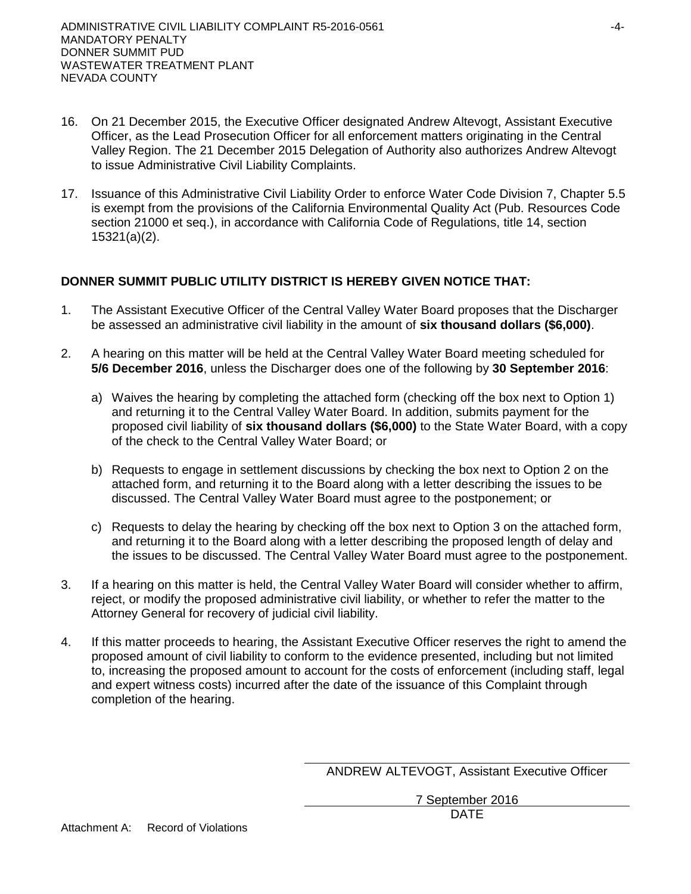16. On 21 December 2015, the Executive Officer designated Andrew Altevogt, Assistant Executive Officer, as the Lead Prosecution Officer for all enforcement matters originating in the Central Valley Region. The 21 December 2015 Delegation of Authority also authorizes Andrew Altevogt to issue Administrative Civil Liability Complaints.

17. Issuance of this Administrative Civil Liability Order to enforce Water Code Division 7, Chapter 5.5 is exempt from the provisions of the California Environmental Quality Act (Pub. Resources Code section 21000 et seq.), in accordance with California Code of Regulations, title 14, section 15321(a)(2).

**DONNER SUMMIT PUBLIC UTILITY DISTRICT IS HEREBY GIVEN NOTICE THAT:**

1. The Assistant Executive Officer of the Central Valley Water Board proposes that the Discharger be assessed an administrative civil liability in the amount of **six thousand dollars ($6,000)**.

2. A hearing on this matter will be held at the Central Valley Water Board meeting scheduled for **5/6 December 2016**, unless the Discharger does one of the following by **30 September 2016**:

   a) Waives the hearing by completing the attached form (checking off the box next to Option 1) and returning it to the Central Valley Water Board. In addition, submits payment for the proposed civil liability of **six thousand dollars ($6,000)** to the State Water Board, with a copy of the check to the Central Valley Water Board; or

   b) Requests to engage in settlement discussions by checking the box next to Option 2 on the attached form, and returning it to the Board along with a letter describing the issues to be discussed. The Central Valley Water Board must agree to the postponement; or

   c) Requests to delay the hearing by checking off the box next to Option 3 on the attached form, and returning it to the Board along with a letter describing the proposed length of delay and the issues to be discussed. The Central Valley Water Board must agree to the postponement.

3. If a hearing on this matter is held, the Central Valley Water Board will consider whether to affirm, reject, or modify the proposed administrative civil liability, or whether to refer the matter to the Attorney General for recovery of judicial civil liability.

4. If this matter proceeds to hearing, the Assistant Executive Officer reserves the right to amend the proposed amount of civil liability to conform to the evidence presented, including but not limited to, increasing the proposed amount to account for the costs of enforcement (including staff, legal and expert witness costs) incurred after the date of the issuance of this Complaint through completion of the hearing.

ANDREW ALTEVOGT, Assistant Executive Officer

7 September 2016

DATE

Attachment A: Record of Violations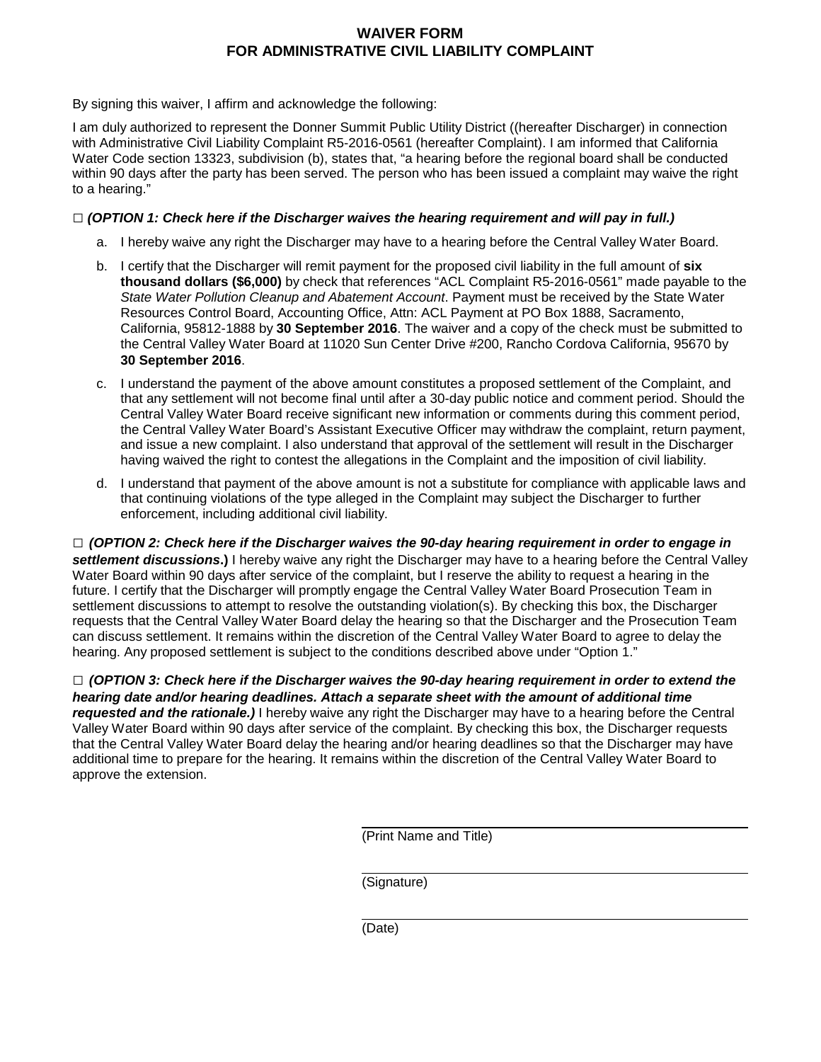# WAIVER FORM
# FOR ADMINISTRATIVE CIVIL LIABILITY COMPLAINT

By signing this waiver, I affirm and acknowledge the following:

I am duly authorized to represent the Donner Summit Public Utility District ((hereafter Discharger) in connection with Administrative Civil Liability Complaint R5-2016-0561 (hereafter Complaint). I am informed that California Water Code section 13323, subdivision (b), states that, "a hearing before the regional board shall be conducted within 90 days after the party has been served. The person who has been issued a complaint may waive the right to a hearing."

□ ***(OPTION 1: Check here if the Discharger waives the hearing requirement and will pay in full.)***

a. I hereby waive any right the Discharger may have to a hearing before the Central Valley Water Board.

b. I certify that the Discharger will remit payment for the proposed civil liability in the full amount of **six thousand dollars ($6,000)** by check that references "ACL Complaint R5-2016-0561" made payable to the *State Water Pollution Cleanup and Abatement Account*. Payment must be received by the State Water Resources Control Board, Accounting Office, Attn: ACL Payment at PO Box 1888, Sacramento, California, 95812-1888 by **30 September 2016**. The waiver and a copy of the check must be submitted to the Central Valley Water Board at 11020 Sun Center Drive #200, Rancho Cordova California, 95670 by **30 September 2016**.

c. I understand the payment of the above amount constitutes a proposed settlement of the Complaint, and that any settlement will not become final until after a 30-day public notice and comment period. Should the Central Valley Water Board receive significant new information or comments during this comment period, the Central Valley Water Board's Assistant Executive Officer may withdraw the complaint, return payment, and issue a new complaint. I also understand that approval of the settlement will result in the Discharger having waived the right to contest the allegations in the Complaint and the imposition of civil liability.

d. I understand that payment of the above amount is not a substitute for compliance with applicable laws and that continuing violations of the type alleged in the Complaint may subject the Discharger to further enforcement, including additional civil liability.

□ ***(OPTION 2: Check here if the Discharger waives the 90-day hearing requirement in order to engage in settlement discussions*.)** I hereby waive any right the Discharger may have to a hearing before the Central Valley Water Board within 90 days after service of the complaint, but I reserve the ability to request a hearing in the future. I certify that the Discharger will promptly engage the Central Valley Water Board Prosecution Team in settlement discussions to attempt to resolve the outstanding violation(s). By checking this box, the Discharger requests that the Central Valley Water Board delay the hearing so that the Discharger and the Prosecution Team can discuss settlement. It remains within the discretion of the Central Valley Water Board to agree to delay the hearing. Any proposed settlement is subject to the conditions described above under "Option 1."

□ ***(OPTION 3: Check here if the Discharger waives the 90-day hearing requirement in order to extend the hearing date and/or hearing deadlines. Attach a separate sheet with the amount of additional time requested and the rationale.)*** I hereby waive any right the Discharger may have to a hearing before the Central Valley Water Board within 90 days after service of the complaint. By checking this box, the Discharger requests that the Central Valley Water Board delay the hearing and/or hearing deadlines so that the Discharger may have additional time to prepare for the hearing. It remains within the discretion of the Central Valley Water Board to approve the extension.

\_\_\_\_\_\_\_\_\_\_\_\_\_\_\_\_\_\_\_\_\_\_\_\_\_\_\_\_\_\_\_\_\_\_\_\_
(Print Name and Title)

\_\_\_\_\_\_\_\_\_\_\_\_\_\_\_\_\_\_\_\_\_\_\_\_\_\_\_\_\_\_\_\_\_\_\_\_
(Signature)

\_\_\_\_\_\_\_\_\_\_\_\_\_\_\_\_\_\_\_\_\_\_\_\_\_\_\_\_\_\_\_\_\_\_\_\_
(Date)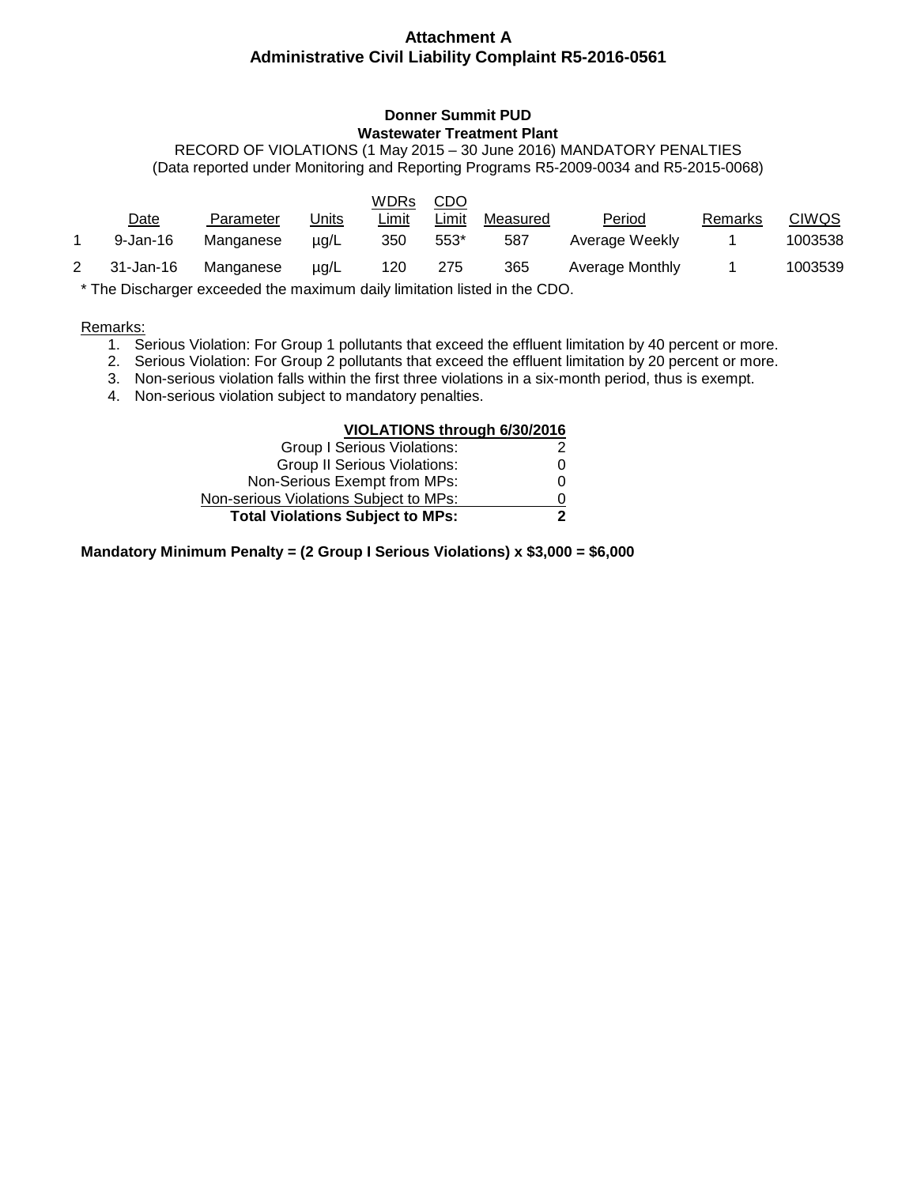# Attachment A
# Administrative Civil Liability Complaint R5-2016-0561

### Donner Summit PUD
### Wastewater Treatment Plant

RECORD OF VIOLATIONS (1 May 2015 – 30 June 2016) MANDATORY PENALTIES
(Data reported under Monitoring and Reporting Programs R5-2009-0034 and R5-2015-0068)

| | Date | Parameter | Units | WDRs Limit | CDO Limit | Measured | Period | Remarks | CIWQS |
|---|---|---|---|---|---|---|---|---|---|
| 1 | 9-Jan-16 | Manganese | μg/L | 350 | 553* | 587 | Average Weekly | 1 | 1003538 |
| 2 | 31-Jan-16 | Manganese | μg/L | 120 | 275 | 365 | Average Monthly | 1 | 1003539 |

\* The Discharger exceeded the maximum daily limitation listed in the CDO.

Remarks:

1. Serious Violation: For Group 1 pollutants that exceed the effluent limitation by 40 percent or more.
2. Serious Violation: For Group 2 pollutants that exceed the effluent limitation by 20 percent or more.
3. Non-serious violation falls within the first three violations in a six-month period, thus is exempt.
4. Non-serious violation subject to mandatory penalties.

| | VIOLATIONS through 6/30/2016 |
|---|---|
| Group I Serious Violations: | 2 |
| Group II Serious Violations: | 0 |
| Non-Serious Exempt from MPs: | 0 |
| Non-serious Violations Subject to MPs: | 0 |
| **Total Violations Subject to MPs:** | **2** |

**Mandatory Minimum Penalty = (2 Group I Serious Violations) x $3,000 = $6,000**